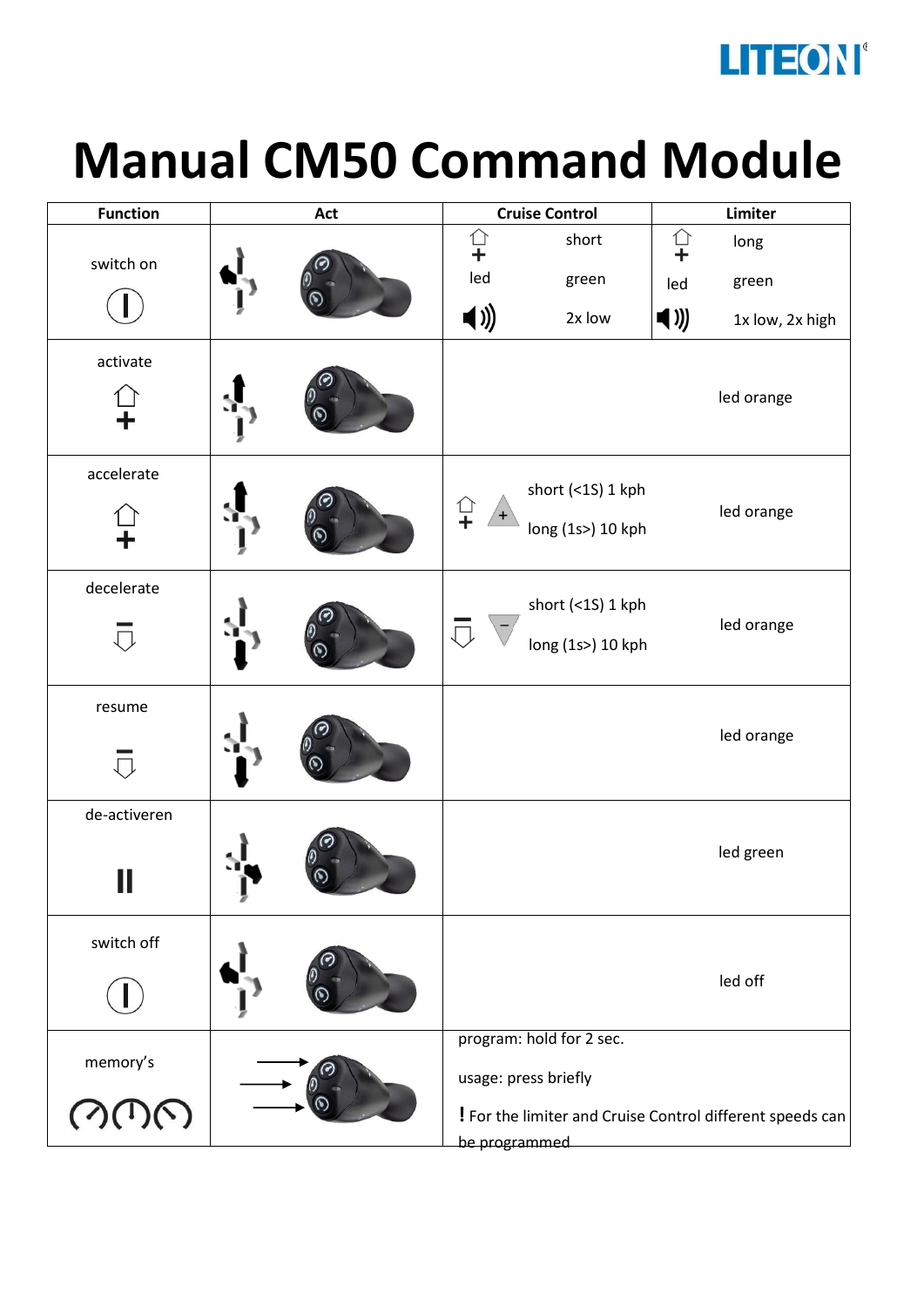# Manual CM50 Command Module

| Function | Act | Cruise Control | Limiter |
|---|---|---|---|
| switch on | | short / led green / 2x low | long / led green / 1x low, 2x high |
| activate | | led orange | |
| accelerate | | short (<1S) 1 kph<br>long (1s>) 10 kph | led orange |
| decelerate | | short (<1S) 1 kph<br>long (1s>) 10 kph | led orange |
| resume | | led orange | |
| de-activeren | | led green | |
| switch off | | led off | |
| memory's | | program: hold for 2 sec.<br>usage: press briefly<br>! For the limiter and Cruise Control different speeds can be programmed | |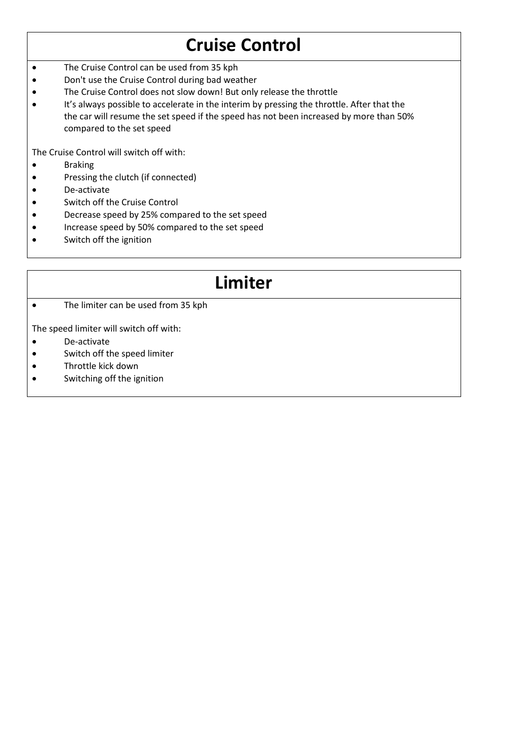# Cruise Control

- The Cruise Control can be used from 35 kph
- Don't use the Cruise Control during bad weather
- The Cruise Control does not slow down! But only release the throttle
- It's always possible to accelerate in the interim by pressing the throttle. After that the car will resume the set speed if the speed has not been increased by more than 50% compared to the set speed

The Cruise Control will switch off with:

- Braking
- Pressing the clutch (if connected)
- De-activate
- Switch off the Cruise Control
- Decrease speed by 25% compared to the set speed
- Increase speed by 50% compared to the set speed
- Switch off the ignition

# Limiter

- The limiter can be used from 35 kph

The speed limiter will switch off with:

- De-activate
- Switch off the speed limiter
- Throttle kick down
- Switching off the ignition